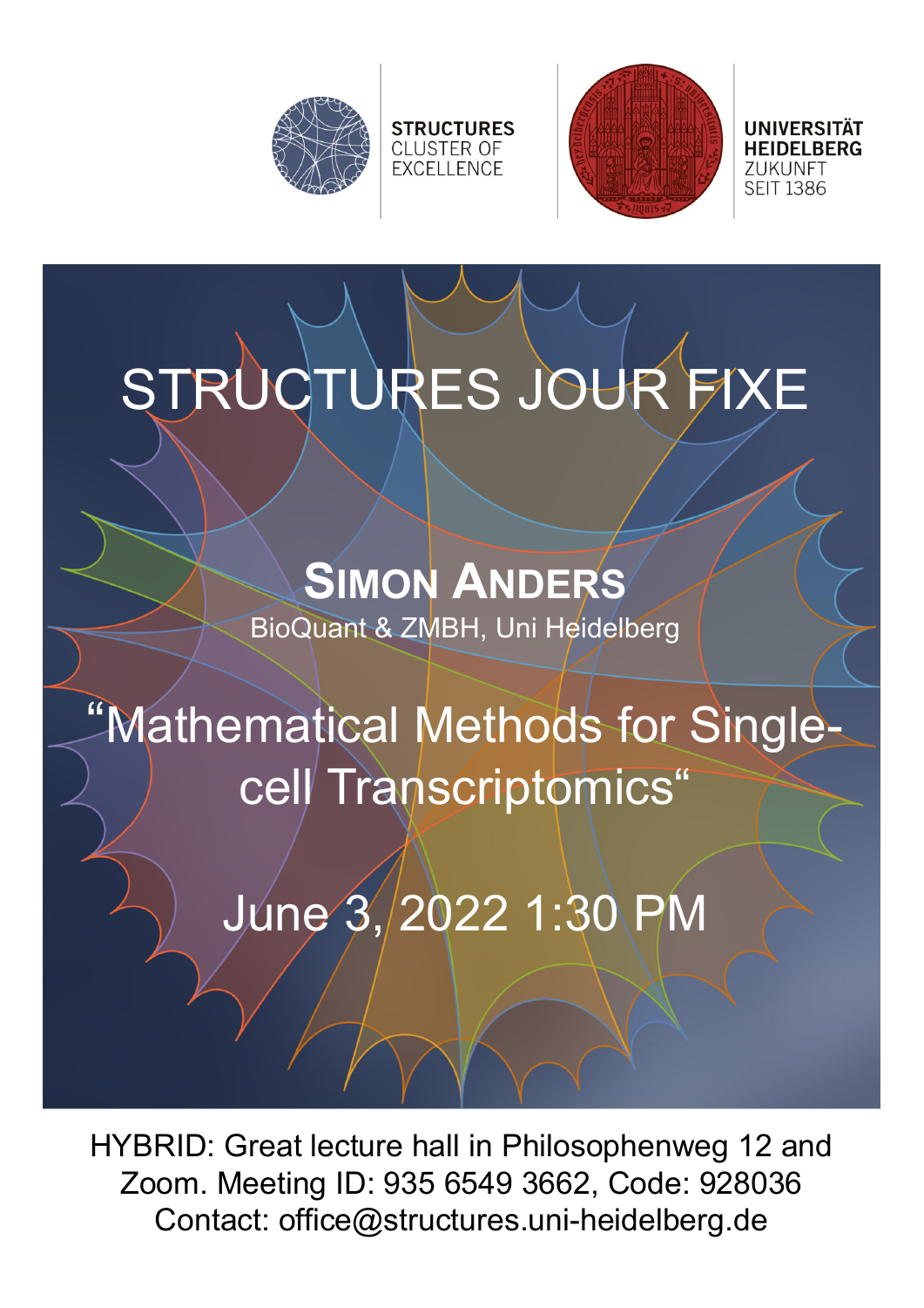STRUCTURES
CLUSTER OF
EXCELLENCE

UNIVERSITÄT
HEIDELBERG
ZUKUNFT
SEIT 1386

# STRUCTURES JOUR FIXE

## Simon Anders

BioQuant & ZMBH, Uni Heidelberg

## "Mathematical Methods for Single-cell Transcriptomics"

June 3, 2022 1:30 PM

HYBRID: Great lecture hall in Philosophenweg 12 and Zoom. Meeting ID: 935 6549 3662, Code: 928036

Contact: office@structures.uni-heidelberg.de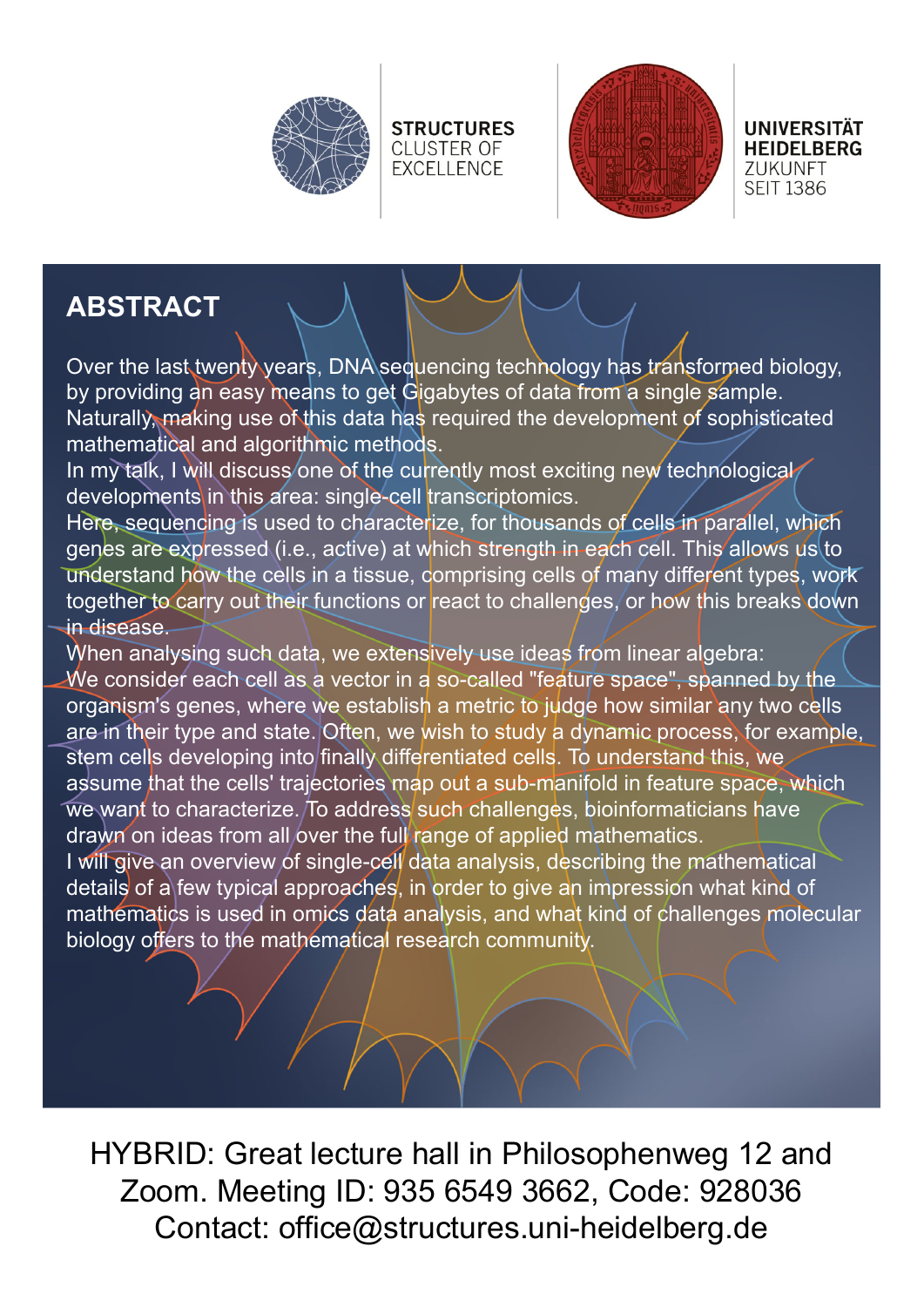STRUCTURES CLUSTER OF EXCELLENCE

UNIVERSITÄT HEIDELBERG ZUKUNFT SEIT 1386

## ABSTRACT

Over the last twenty years, DNA sequencing technology has transformed biology, by providing an easy means to get Gigabytes of data from a single sample. Naturally, making use of this data has required the development of sophisticated mathematical and algorithmic methods.

In my talk, I will discuss one of the currently most exciting new technological developments in this area: single-cell transcriptomics.

Here, sequencing is used to characterize, for thousands of cells in parallel, which genes are expressed (i.e., active) at which strength in each cell. This allows us to understand how the cells in a tissue, comprising cells of many different types, work together to carry out their functions or react to challenges, or how this breaks down in disease.

When analysing such data, we extensively use ideas from linear algebra: We consider each cell as a vector in a so-called "feature space", spanned by the organism's genes, where we establish a metric to judge how similar any two cells are in their type and state. Often, we wish to study a dynamic process, for example, stem cells developing into finally differentiated cells. To understand this, we assume that the cells' trajectories map out a sub-manifold in feature space, which we want to characterize. To address such challenges, bioinformaticians have drawn on ideas from all over the full range of applied mathematics.

I will give an overview of single-cell data analysis, describing the mathematical details of a few typical approaches, in order to give an impression what kind of mathematics is used in omics data analysis, and what kind of challenges molecular biology offers to the mathematical research community.

HYBRID: Great lecture hall in Philosophenweg 12 and Zoom. Meeting ID: 935 6549 3662, Code: 928036
Contact: office@structures.uni-heidelberg.de